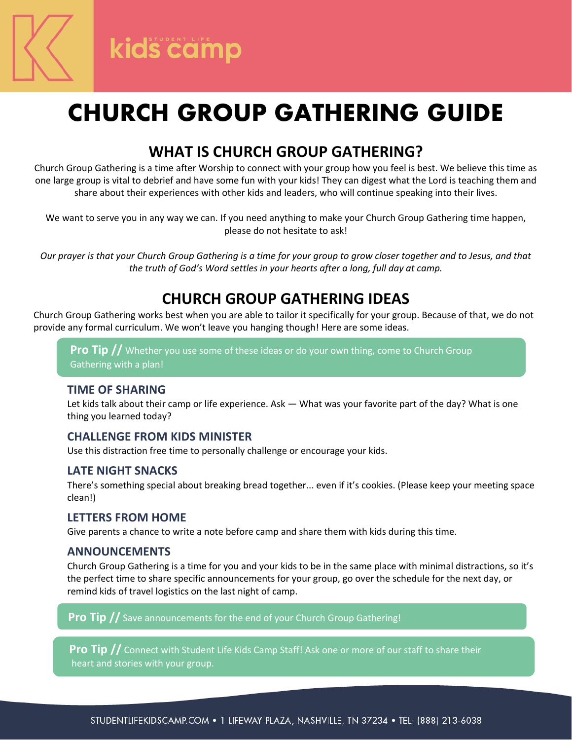kids STUDENT LIFE camp

# CHURCH GROUP GATHERING GUIDE

## WHAT IS CHURCH GROUP GATHERING?

Church Group Gathering is a time after Worship to connect with your group how you feel is best. We believe this time as one large group is vital to debrief and have some fun with your kids! They can digest what the Lord is teaching them and share about their experiences with other kids and leaders, who will continue speaking into their lives.

We want to serve you in any way we can. If you need anything to make your Church Group Gathering time happen, please do not hesitate to ask!

*Our prayer is that your Church Group Gathering is a time for your group to grow closer together and to Jesus, and that the truth of God's Word settles in your hearts after a long, full day at camp.*

## CHURCH GROUP GATHERING IDEAS

Church Group Gathering works best when you are able to tailor it specifically for your group. Because of that, we do not provide any formal curriculum. We won't leave you hanging though! Here are some ideas.

**Pro Tip //** Whether you use some of these ideas or do your own thing, come to Church Group Gathering with a plan!

### TIME OF SHARING

Let kids talk about their camp or life experience. Ask — What was your favorite part of the day? What is one thing you learned today?

### CHALLENGE FROM KIDS MINISTER

Use this distraction free time to personally challenge or encourage your kids.

### LATE NIGHT SNACKS

There's something special about breaking bread together... even if it's cookies. (Please keep your meeting space clean!)

### LETTERS FROM HOME

Give parents a chance to write a note before camp and share them with kids during this time.

### ANNOUNCEMENTS

Church Group Gathering is a time for you and your kids to be in the same place with minimal distractions, so it's the perfect time to share specific announcements for your group, go over the schedule for the next day, or remind kids of travel logistics on the last night of camp.

**Pro Tip //** Save announcements for the end of your Church Group Gathering!

**Pro Tip //** Connect with Student Life Kids Camp Staff! Ask one or more of our staff to share their heart and stories with your group.

STUDENTLIFEKIDSCAMP.COM • 1 LIFEWAY PLAZA, NASHVILLE, TN 37234 • TEL: (888) 213-6038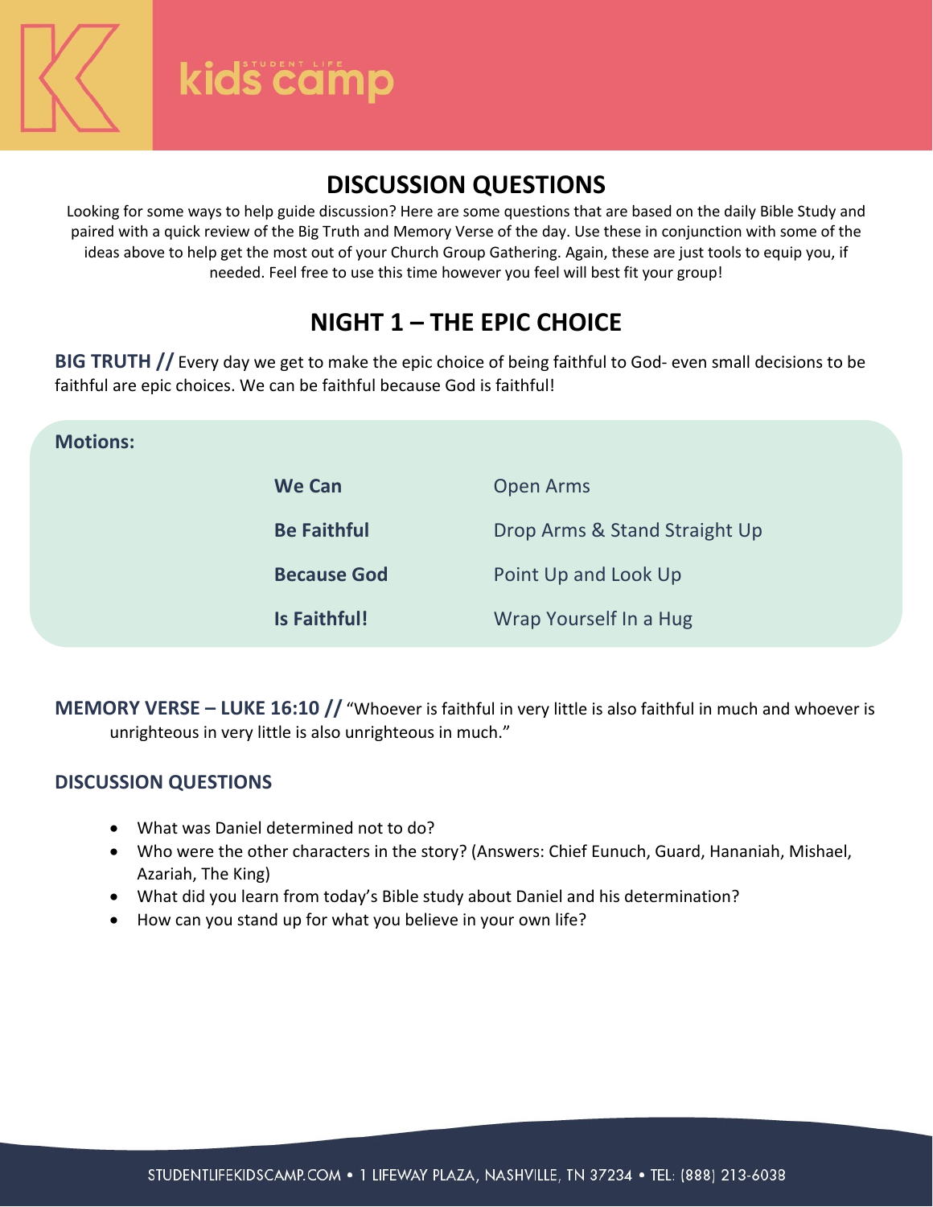# DISCUSSION QUESTIONS

Looking for some ways to help guide discussion? Here are some questions that are based on the daily Bible Study and paired with a quick review of the Big Truth and Memory Verse of the day. Use these in conjunction with some of the ideas above to help get the most out of your Church Group Gathering. Again, these are just tools to equip you, if needed. Feel free to use this time however you feel will best fit your group!

## NIGHT 1 – THE EPIC CHOICE

**BIG TRUTH //** Every day we get to make the epic choice of being faithful to God- even small decisions to be faithful are epic choices. We can be faithful because God is faithful!

**Motions:**

| | |
|---|---|
| **We Can** | Open Arms |
| **Be Faithful** | Drop Arms & Stand Straight Up |
| **Because God** | Point Up and Look Up |
| **Is Faithful!** | Wrap Yourself In a Hug |

**MEMORY VERSE – LUKE 16:10 //** "Whoever is faithful in very little is also faithful in much and whoever is unrighteous in very little is also unrighteous in much."

### DISCUSSION QUESTIONS

- What was Daniel determined not to do?
- Who were the other characters in the story? (Answers: Chief Eunuch, Guard, Hananiah, Mishael, Azariah, The King)
- What did you learn from today's Bible study about Daniel and his determination?
- How can you stand up for what you believe in your own life?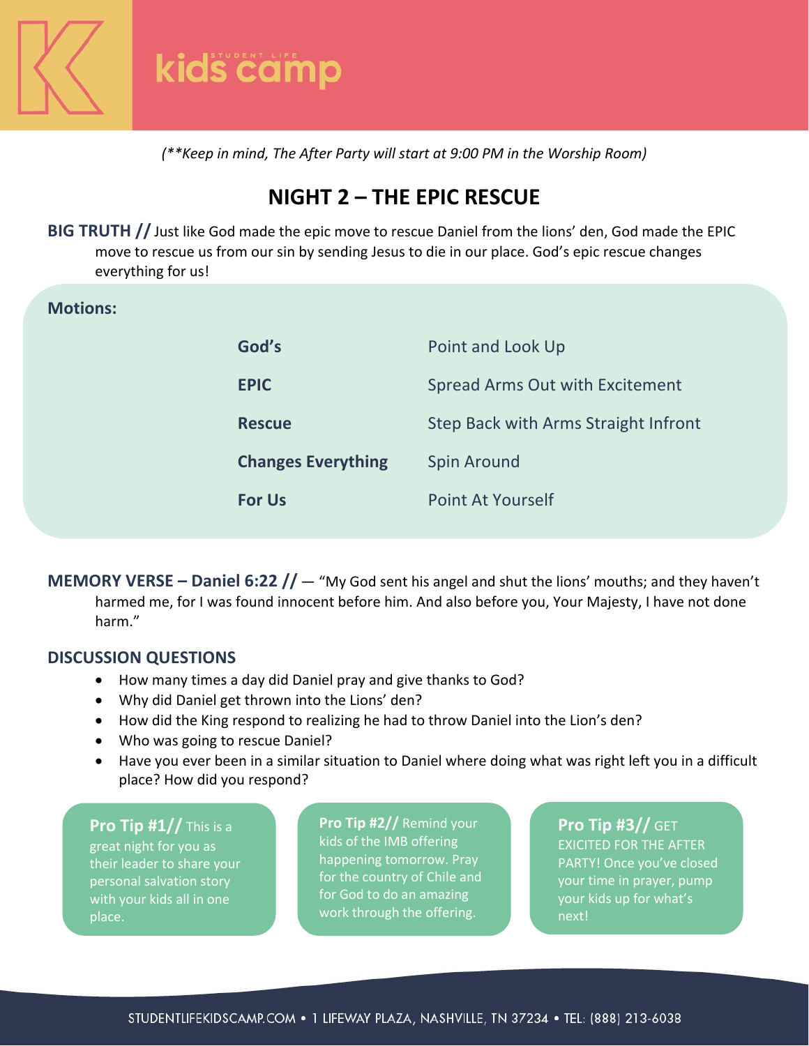(**Keep in mind, The After Party will start at 9:00 PM in the Worship Room)

# NIGHT 2 – THE EPIC RESCUE

**BIG TRUTH //** Just like God made the epic move to rescue Daniel from the lions' den, God made the EPIC move to rescue us from our sin by sending Jesus to die in our place. God's epic rescue changes everything for us!

**Motions:**

| | |
|---|---|
| **God's** | Point and Look Up |
| **EPIC** | Spread Arms Out with Excitement |
| **Rescue** | Step Back with Arms Straight Infront |
| **Changes Everything** | Spin Around |
| **For Us** | Point At Yourself |

**MEMORY VERSE – Daniel 6:22 //** — "My God sent his angel and shut the lions' mouths; and they haven't harmed me, for I was found innocent before him. And also before you, Your Majesty, I have not done harm."

## DISCUSSION QUESTIONS

- How many times a day did Daniel pray and give thanks to God?
- Why did Daniel get thrown into the Lions' den?
- How did the King respond to realizing he had to throw Daniel into the Lion's den?
- Who was going to rescue Daniel?
- Have you ever been in a similar situation to Daniel where doing what was right left you in a difficult place? How did you respond?

**Pro Tip #1//** This is a great night for you as their leader to share your personal salvation story with your kids all in one place.

**Pro Tip #2//** Remind your kids of the IMB offering happening tomorrow. Pray for the country of Chile and for God to do an amazing work through the offering.

**Pro Tip #3//** GET EXICITED FOR THE AFTER PARTY! Once you've closed your time in prayer, pump your kids up for what's next!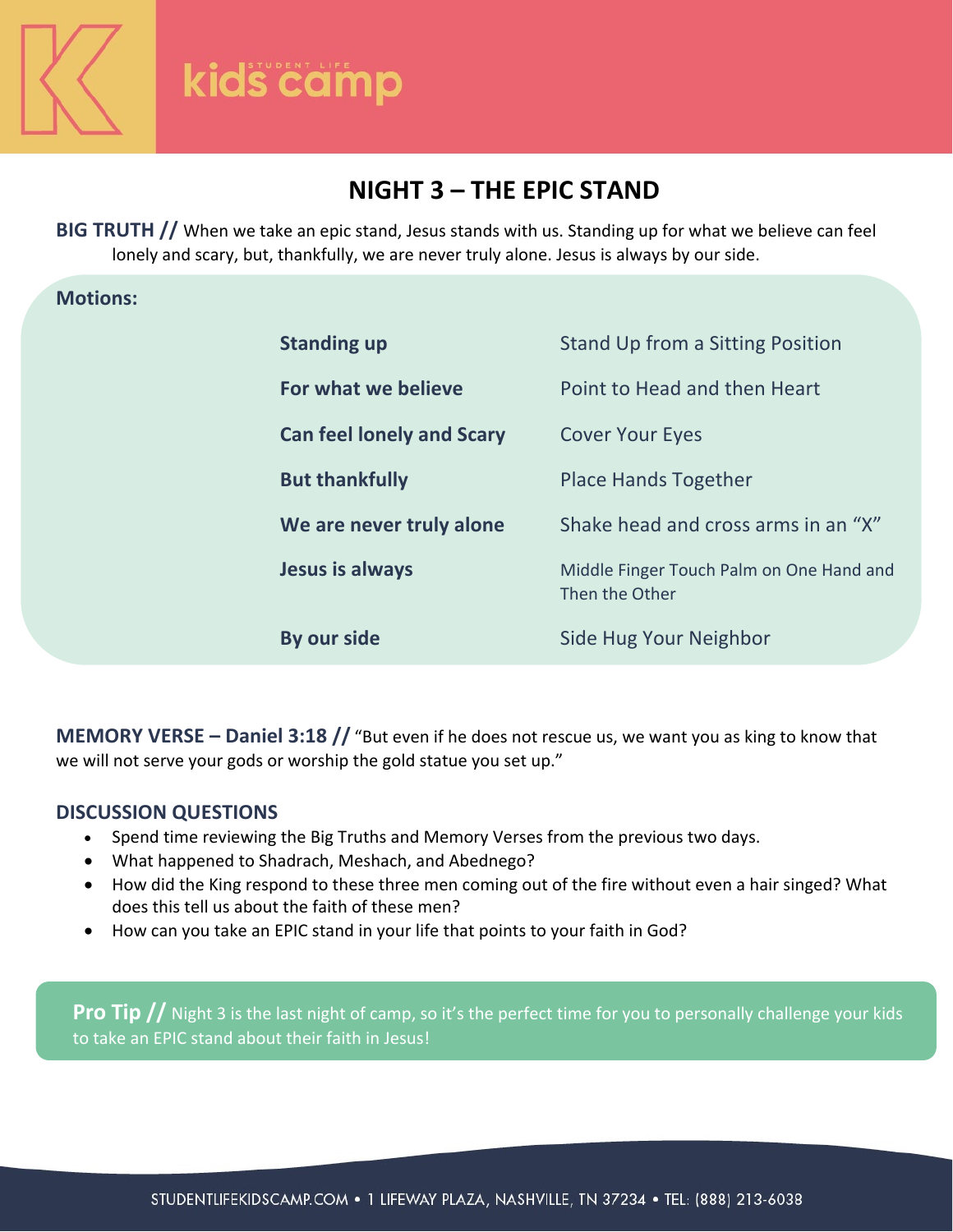# NIGHT 3 – THE EPIC STAND

**BIG TRUTH //** When we take an epic stand, Jesus stands with us. Standing up for what we believe can feel lonely and scary, but, thankfully, we are never truly alone. Jesus is always by our side.

**Motions:**

| | |
|---|---|
| **Standing up** | Stand Up from a Sitting Position |
| **For what we believe** | Point to Head and then Heart |
| **Can feel lonely and Scary** | Cover Your Eyes |
| **But thankfully** | Place Hands Together |
| **We are never truly alone** | Shake head and cross arms in an "X" |
| **Jesus is always** | Middle Finger Touch Palm on One Hand and Then the Other |
| **By our side** | Side Hug Your Neighbor |

**MEMORY VERSE – Daniel 3:18 //** "But even if he does not rescue us, we want you as king to know that we will not serve your gods or worship the gold statue you set up."

### DISCUSSION QUESTIONS

- Spend time reviewing the Big Truths and Memory Verses from the previous two days.
- What happened to Shadrach, Meshach, and Abednego?
- How did the King respond to these three men coming out of the fire without even a hair singed? What does this tell us about the faith of these men?
- How can you take an EPIC stand in your life that points to your faith in God?

**Pro Tip //** Night 3 is the last night of camp, so it's the perfect time for you to personally challenge your kids to take an EPIC stand about their faith in Jesus!